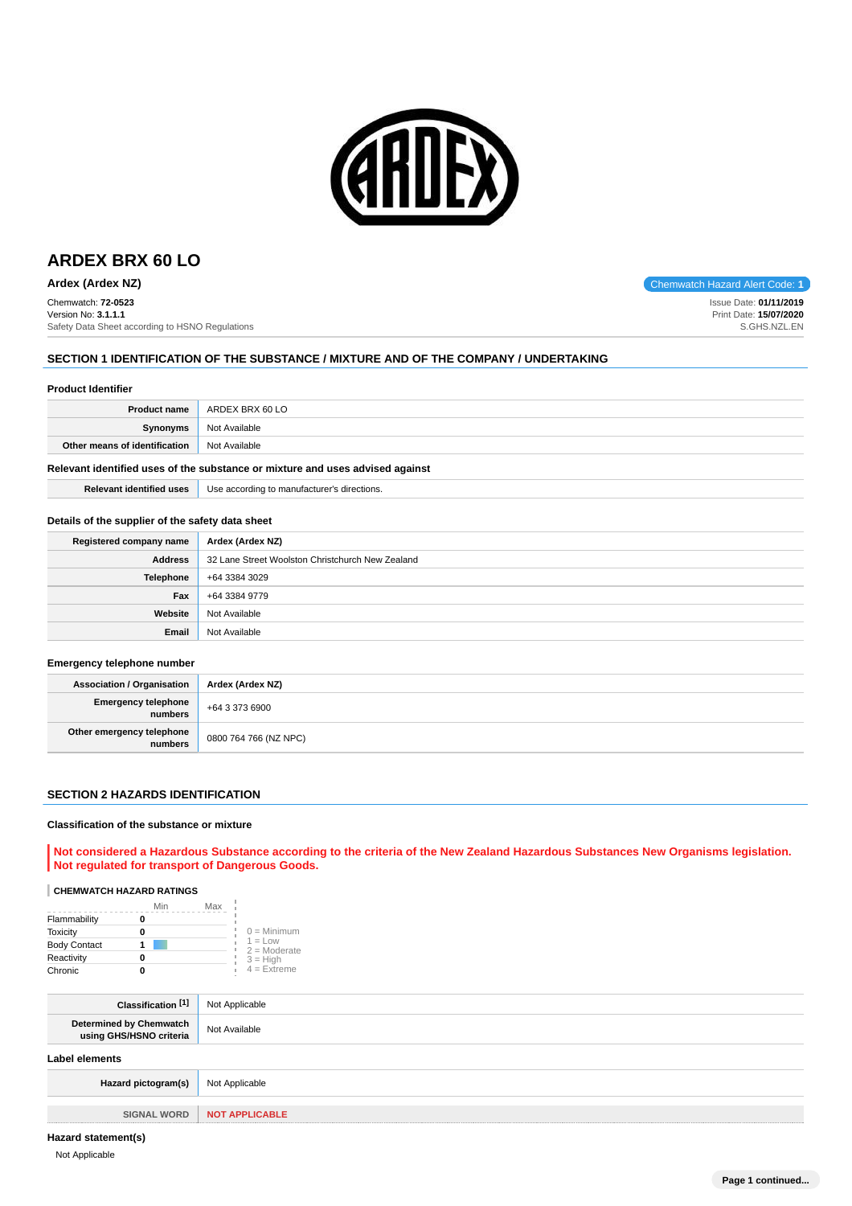# ARDEX BRX 60 LO

**Ardex (Ardex NZ)**

Chemwatch Hazard Alert Code: **1**

Chemwatch: **72-0523**
Version No: **3.1.1.1**
Safety Data Sheet according to HSNO Regulations

Issue Date: **01/11/2019**
Print Date: **15/07/2020**
S.GHS.NZL.EN

## SECTION 1 IDENTIFICATION OF THE SUBSTANCE / MIXTURE AND OF THE COMPANY / UNDERTAKING

### Product Identifier

| | |
|---|---|
| **Product name** | ARDEX BRX 60 LO |
| **Synonyms** | Not Available |
| **Other means of identification** | Not Available |

### Relevant identified uses of the substance or mixture and uses advised against

| | |
|---|---|
| **Relevant identified uses** | Use according to manufacturer's directions. |

### Details of the supplier of the safety data sheet

| | |
|---|---|
| **Registered company name** | **Ardex (Ardex NZ)** |
| **Address** | 32 Lane Street Woolston Christchurch New Zealand |
| **Telephone** | +64 3384 3029 |
| **Fax** | +64 3384 9779 |
| **Website** | Not Available |
| **Email** | Not Available |

### Emergency telephone number

| | |
|---|---|
| **Association / Organisation** | **Ardex (Ardex NZ)** |
| **Emergency telephone numbers** | +64 3 373 6900 |
| **Other emergency telephone numbers** | 0800 764 766 (NZ NPC) |

## SECTION 2 HAZARDS IDENTIFICATION

### Classification of the substance or mixture

**Not considered a Hazardous Substance according to the criteria of the New Zealand Hazardous Substances New Organisms legislation. Not regulated for transport of Dangerous Goods.**

**CHEMWATCH HAZARD RATINGS**

| | Rating (Min – Max) |
|---|---|
| Flammability | 0 |
| Toxicity | 0 |
| Body Contact | 1 |
| Reactivity | 0 |
| Chronic | 0 |

0 = Minimum
1 = Low
2 = Moderate
3 = High
4 = Extreme

| | |
|---|---|
| **Classification [1]** | Not Applicable |
| **Determined by Chemwatch using GHS/HSNO criteria** | Not Available |

### Label elements

| | |
|---|---|
| **Hazard pictogram(s)** | Not Applicable |
| **SIGNAL WORD** | **NOT APPLICABLE** |

### Hazard statement(s)

Not Applicable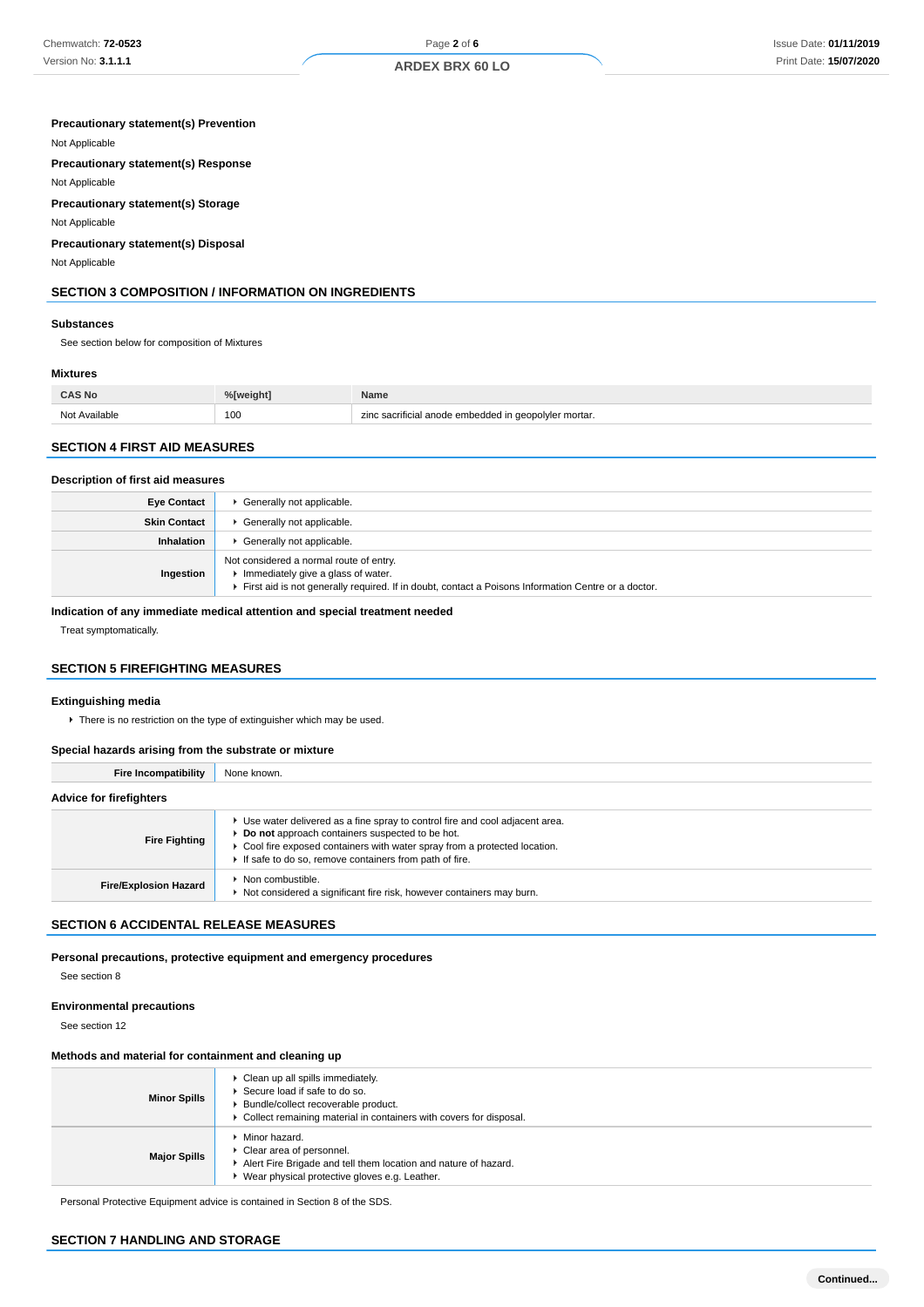**Precautionary statement(s) Prevention**

Not Applicable

**Precautionary statement(s) Response**

Not Applicable

**Precautionary statement(s) Storage**

Not Applicable

**Precautionary statement(s) Disposal**

Not Applicable

## SECTION 3 COMPOSITION / INFORMATION ON INGREDIENTS

### Substances

See section below for composition of Mixtures

### Mixtures

| CAS No | %[weight] | Name |
|---|---|---|
| Not Available | 100 | zinc sacrificial anode embedded in geopolyler mortar. |

## SECTION 4 FIRST AID MEASURES

### Description of first aid measures

| | |
|---|---|
| **Eye Contact** | ▸ Generally not applicable. |
| **Skin Contact** | ▸ Generally not applicable. |
| **Inhalation** | ▸ Generally not applicable. |
| **Ingestion** | Not considered a normal route of entry.<br>▸ Immediately give a glass of water.<br>▸ First aid is not generally required. If in doubt, contact a Poisons Information Centre or a doctor. |

### Indication of any immediate medical attention and special treatment needed

Treat symptomatically.

## SECTION 5 FIREFIGHTING MEASURES

### Extinguishing media

- There is no restriction on the type of extinguisher which may be used.

### Special hazards arising from the substrate or mixture

| | |
|---|---|
| **Fire Incompatibility** | None known. |

### Advice for firefighters

| | |
|---|---|
| **Fire Fighting** | ▸ Use water delivered as a fine spray to control fire and cool adjacent area.<br>▸ **Do not** approach containers suspected to be hot.<br>▸ Cool fire exposed containers with water spray from a protected location.<br>▸ If safe to do so, remove containers from path of fire. |
| **Fire/Explosion Hazard** | ▸ Non combustible.<br>▸ Not considered a significant fire risk, however containers may burn. |

## SECTION 6 ACCIDENTAL RELEASE MEASURES

### Personal precautions, protective equipment and emergency procedures

See section 8

### Environmental precautions

See section 12

### Methods and material for containment and cleaning up

| | |
|---|---|
| **Minor Spills** | ▸ Clean up all spills immediately.<br>▸ Secure load if safe to do so.<br>▸ Bundle/collect recoverable product.<br>▸ Collect remaining material in containers with covers for disposal. |
| **Major Spills** | ▸ Minor hazard.<br>▸ Clear area of personnel.<br>▸ Alert Fire Brigade and tell them location and nature of hazard.<br>▸ Wear physical protective gloves e.g. Leather. |

Personal Protective Equipment advice is contained in Section 8 of the SDS.

## SECTION 7 HANDLING AND STORAGE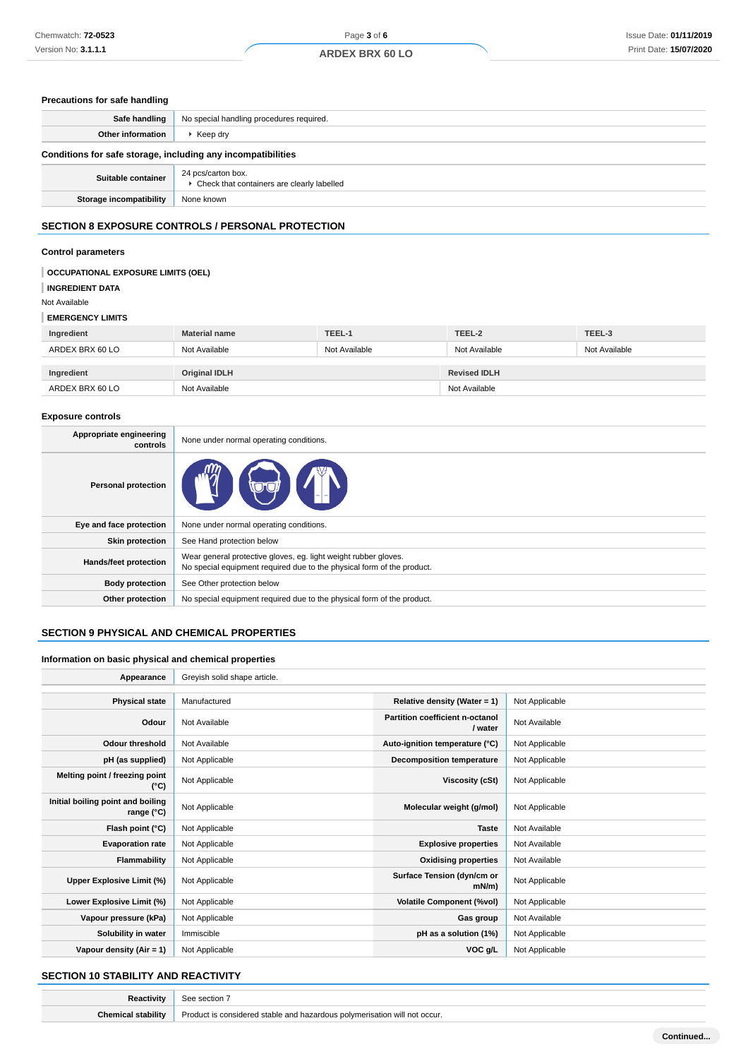### Precautions for safe handling

| | |
|---|---|
| **Safe handling** | No special handling procedures required. |
| **Other information** | - Keep dry |

### Conditions for safe storage, including any incompatibilities

| | |
|---|---|
| **Suitable container** | 24 pcs/carton box.<br>- Check that containers are clearly labelled |
| **Storage incompatibility** | None known |

## SECTION 8 EXPOSURE CONTROLS / PERSONAL PROTECTION

### Control parameters

**OCCUPATIONAL EXPOSURE LIMITS (OEL)**

**INGREDIENT DATA**

Not Available

**EMERGENCY LIMITS**

| Ingredient | Material name | TEEL-1 | TEEL-2 | TEEL-3 |
|---|---|---|---|---|
| ARDEX BRX 60 LO | Not Available | Not Available | Not Available | Not Available |

| Ingredient | Original IDLH | Revised IDLH |
|---|---|---|
| ARDEX BRX 60 LO | Not Available | Not Available |

### Exposure controls

| | |
|---|---|
| **Appropriate engineering controls** | None under normal operating conditions. |
| **Personal protection** | |
| **Eye and face protection** | None under normal operating conditions. |
| **Skin protection** | See Hand protection below |
| **Hands/feet protection** | Wear general protective gloves, eg. light weight rubber gloves.<br>No special equipment required due to the physical form of the product. |
| **Body protection** | See Other protection below |
| **Other protection** | No special equipment required due to the physical form of the product. |

## SECTION 9 PHYSICAL AND CHEMICAL PROPERTIES

### Information on basic physical and chemical properties

| | |
|---|---|
| **Appearance** | Greyish solid shape article. |

| | | | |
|---|---|---|---|
| **Physical state** | Manufactured | **Relative density (Water = 1)** | Not Applicable |
| **Odour** | Not Available | **Partition coefficient n-octanol / water** | Not Available |
| **Odour threshold** | Not Available | **Auto-ignition temperature (°C)** | Not Applicable |
| **pH (as supplied)** | Not Applicable | **Decomposition temperature** | Not Applicable |
| **Melting point / freezing point (°C)** | Not Applicable | **Viscosity (cSt)** | Not Applicable |
| **Initial boiling point and boiling range (°C)** | Not Applicable | **Molecular weight (g/mol)** | Not Applicable |
| **Flash point (°C)** | Not Applicable | **Taste** | Not Available |
| **Evaporation rate** | Not Applicable | **Explosive properties** | Not Available |
| **Flammability** | Not Applicable | **Oxidising properties** | Not Available |
| **Upper Explosive Limit (%)** | Not Applicable | **Surface Tension (dyn/cm or mN/m)** | Not Applicable |
| **Lower Explosive Limit (%)** | Not Applicable | **Volatile Component (%vol)** | Not Applicable |
| **Vapour pressure (kPa)** | Not Applicable | **Gas group** | Not Available |
| **Solubility in water** | Immiscible | **pH as a solution (1%)** | Not Applicable |
| **Vapour density (Air = 1)** | Not Applicable | **VOC g/L** | Not Applicable |

## SECTION 10 STABILITY AND REACTIVITY

| | |
|---|---|
| **Reactivity** | See section 7 |
| **Chemical stability** | Product is considered stable and hazardous polymerisation will not occur. |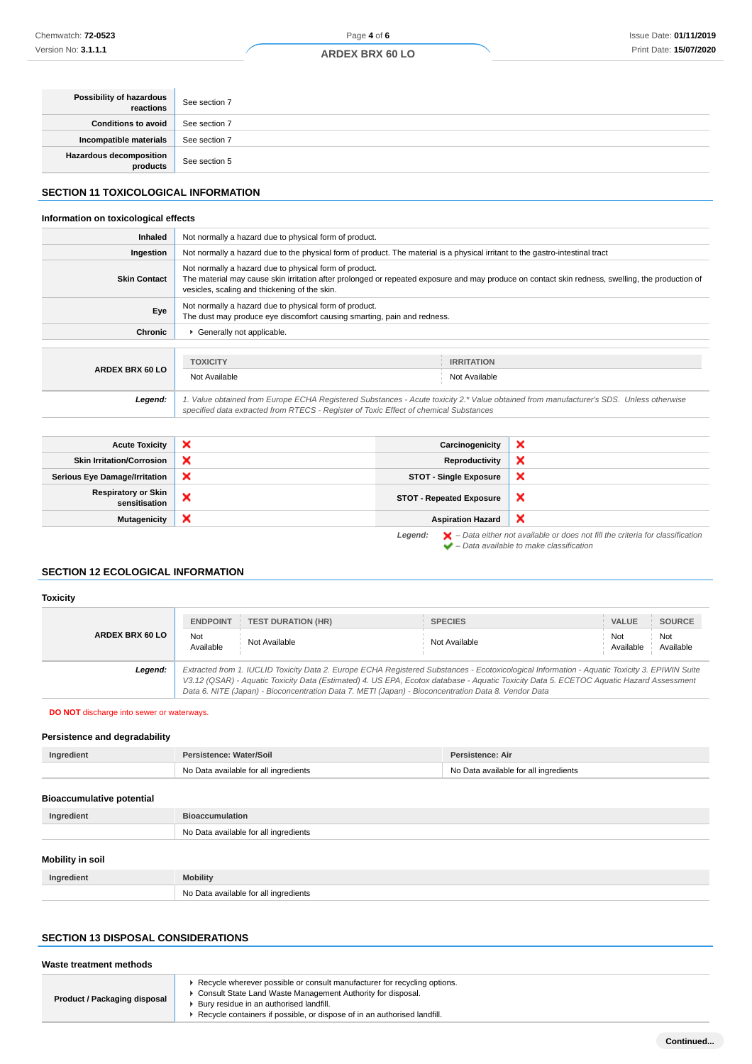| | |
|---|---|
| **Possibility of hazardous reactions** | See section 7 |
| **Conditions to avoid** | See section 7 |
| **Incompatible materials** | See section 7 |
| **Hazardous decomposition products** | See section 5 |

## SECTION 11 TOXICOLOGICAL INFORMATION

### Information on toxicological effects

| | |
|---|---|
| **Inhaled** | Not normally a hazard due to physical form of product. |
| **Ingestion** | Not normally a hazard due to the physical form of product. The material is a physical irritant to the gastro-intestinal tract |
| **Skin Contact** | Not normally a hazard due to physical form of product.<br>The material may cause skin irritation after prolonged or repeated exposure and may produce on contact skin redness, swelling, the production of vesicles, scaling and thickening of the skin. |
| **Eye** | Not normally a hazard due to physical form of product.<br>The dust may produce eye discomfort causing smarting, pain and redness. |
| **Chronic** | ▸ Generally not applicable. |

| | TOXICITY | IRRITATION |
|---|---|---|
| **ARDEX BRX 60 LO** | Not Available | Not Available |

***Legend:*** *1. Value obtained from Europe ECHA Registered Substances - Acute toxicity 2.\* Value obtained from manufacturer's SDS. Unless otherwise specified data extracted from RTECS - Register of Toxic Effect of chemical Substances*

| | | | |
|---|---|---|---|
| **Acute Toxicity** | ✘ | **Carcinogenicity** | ✘ |
| **Skin Irritation/Corrosion** | ✘ | **Reproductivity** | ✘ |
| **Serious Eye Damage/Irritation** | ✘ | **STOT - Single Exposure** | ✘ |
| **Respiratory or Skin sensitisation** | ✘ | **STOT - Repeated Exposure** | ✘ |
| **Mutagenicity** | ✘ | **Aspiration Hazard** | ✘ |

***Legend:*** ✘ *– Data either not available or does not fill the criteria for classification*
✔ *– Data available to make classification*

## SECTION 12 ECOLOGICAL INFORMATION

### Toxicity

| | ENDPOINT | TEST DURATION (HR) | SPECIES | VALUE | SOURCE |
|---|---|---|---|---|---|
| **ARDEX BRX 60 LO** | Not Available | Not Available | Not Available | Not Available | Not Available |

***Legend:*** *Extracted from 1. IUCLID Toxicity Data 2. Europe ECHA Registered Substances - Ecotoxicological Information - Aquatic Toxicity 3. EPIWIN Suite V3.12 (QSAR) - Aquatic Toxicity Data (Estimated) 4. US EPA, Ecotox database - Aquatic Toxicity Data 5. ECETOC Aquatic Hazard Assessment Data 6. NITE (Japan) - Bioconcentration Data 7. METI (Japan) - Bioconcentration Data 8. Vendor Data*

**DO NOT** discharge into sewer or waterways.

### Persistence and degradability

| Ingredient | Persistence: Water/Soil | Persistence: Air |
|---|---|---|
| | No Data available for all ingredients | No Data available for all ingredients |

### Bioaccumulative potential

| Ingredient | Bioaccumulation |
|---|---|
| | No Data available for all ingredients |

### Mobility in soil

| Ingredient | Mobility |
|---|---|
| | No Data available for all ingredients |

## SECTION 13 DISPOSAL CONSIDERATIONS

### Waste treatment methods

| | |
|---|---|
| **Product / Packaging disposal** | ▸ Recycle wherever possible or consult manufacturer for recycling options.<br>▸ Consult State Land Waste Management Authority for disposal.<br>▸ Bury residue in an authorised landfill.<br>▸ Recycle containers if possible, or dispose of in an authorised landfill. |

**Continued...**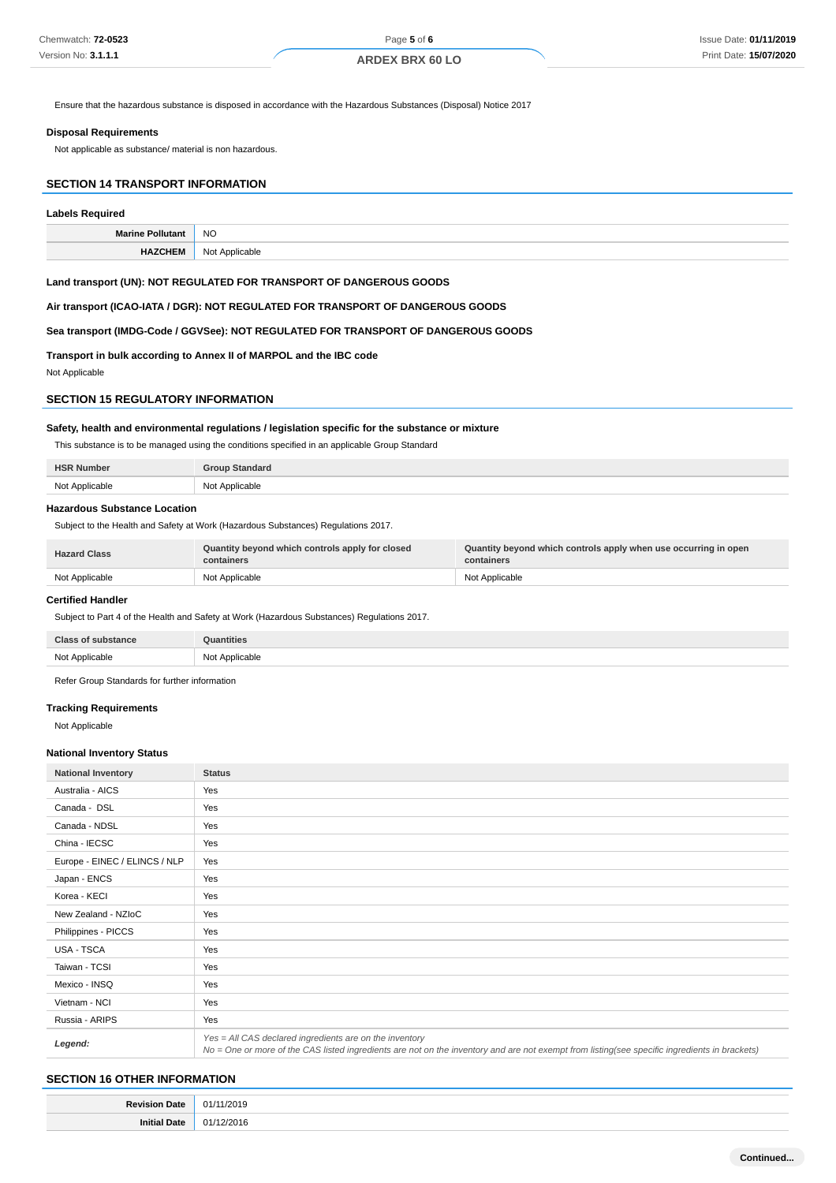Ensure that the hazardous substance is disposed in accordance with the Hazardous Substances (Disposal) Notice 2017

### Disposal Requirements

Not applicable as substance/ material is non hazardous.

## SECTION 14 TRANSPORT INFORMATION

### Labels Required

| | |
|---|---|
| **Marine Pollutant** | NO |
| **HAZCHEM** | Not Applicable |

**Land transport (UN): NOT REGULATED FOR TRANSPORT OF DANGEROUS GOODS**

**Air transport (ICAO-IATA / DGR): NOT REGULATED FOR TRANSPORT OF DANGEROUS GOODS**

**Sea transport (IMDG-Code / GGVSee): NOT REGULATED FOR TRANSPORT OF DANGEROUS GOODS**

**Transport in bulk according to Annex II of MARPOL and the IBC code**

Not Applicable

## SECTION 15 REGULATORY INFORMATION

### Safety, health and environmental regulations / legislation specific for the substance or mixture

This substance is to be managed using the conditions specified in an applicable Group Standard

| HSR Number | Group Standard |
|---|---|
| Not Applicable | Not Applicable |

### Hazardous Substance Location

Subject to the Health and Safety at Work (Hazardous Substances) Regulations 2017.

| Hazard Class | Quantity beyond which controls apply for closed containers | Quantity beyond which controls apply when use occurring in open containers |
|---|---|---|
| Not Applicable | Not Applicable | Not Applicable |

### Certified Handler

Subject to Part 4 of the Health and Safety at Work (Hazardous Substances) Regulations 2017.

| Class of substance | Quantities |
|---|---|
| Not Applicable | Not Applicable |

Refer Group Standards for further information

### Tracking Requirements

Not Applicable

### National Inventory Status

| National Inventory | Status |
|---|---|
| Australia - AICS | Yes |
| Canada - DSL | Yes |
| Canada - NDSL | Yes |
| China - IECSC | Yes |
| Europe - EINEC / ELINCS / NLP | Yes |
| Japan - ENCS | Yes |
| Korea - KECI | Yes |
| New Zealand - NZIoC | Yes |
| Philippines - PICCS | Yes |
| USA - TSCA | Yes |
| Taiwan - TCSI | Yes |
| Mexico - INSQ | Yes |
| Vietnam - NCI | Yes |
| Russia - ARIPS | Yes |
| ***Legend:*** | *Yes = All CAS declared ingredients are on the inventory*<br>*No = One or more of the CAS listed ingredients are not on the inventory and are not exempt from listing(see specific ingredients in brackets)* |

## SECTION 16 OTHER INFORMATION

| | |
|---|---|
| **Revision Date** | 01/11/2019 |
| **Initial Date** | 01/12/2016 |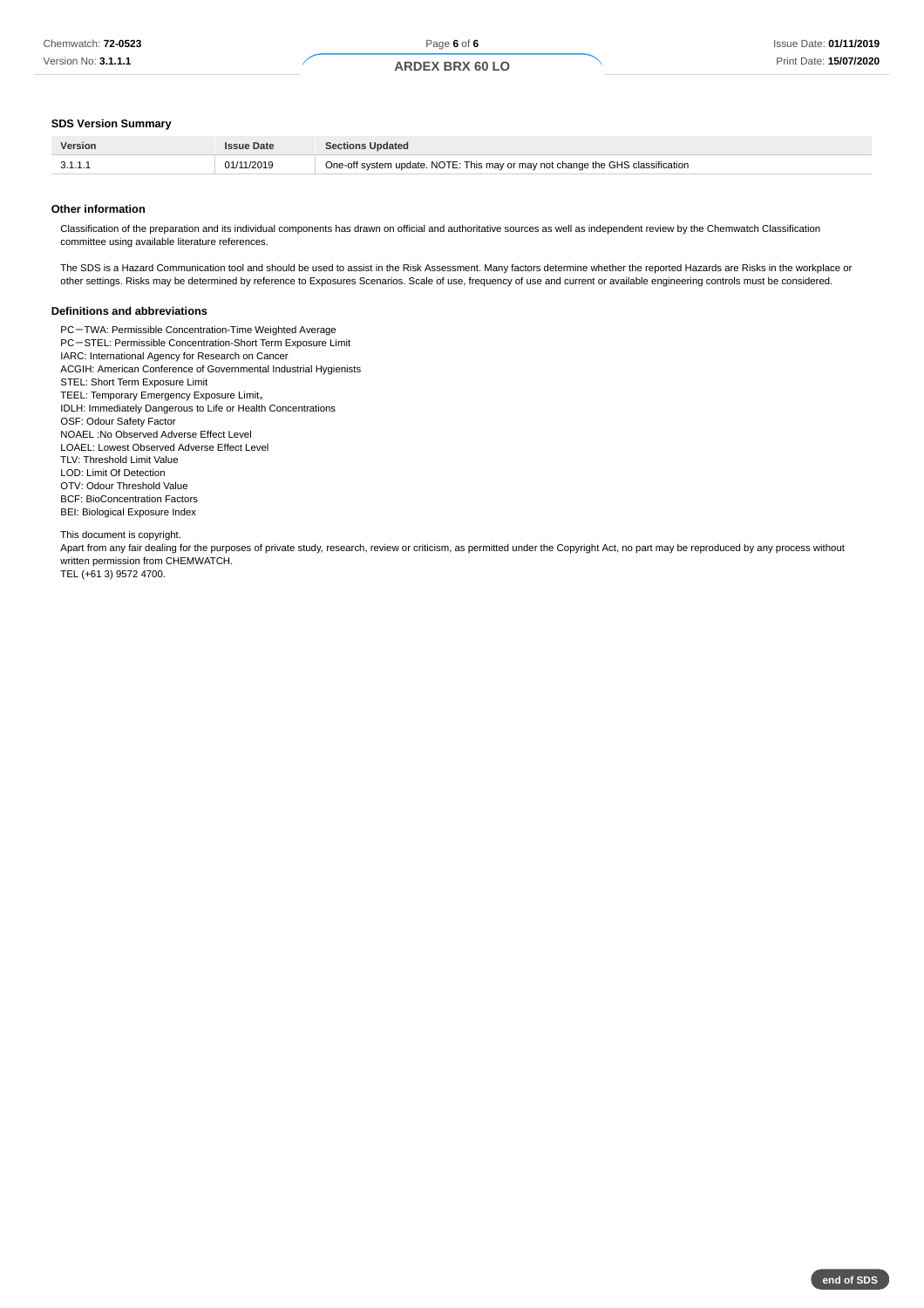### SDS Version Summary

| Version | Issue Date | Sections Updated |
| --- | --- | --- |
| 3.1.1.1 | 01/11/2019 | One-off system update. NOTE: This may or may not change the GHS classification |

### Other information

Classification of the preparation and its individual components has drawn on official and authoritative sources as well as independent review by the Chemwatch Classification committee using available literature references.

The SDS is a Hazard Communication tool and should be used to assist in the Risk Assessment. Many factors determine whether the reported Hazards are Risks in the workplace or other settings. Risks may be determined by reference to Exposures Scenarios. Scale of use, frequency of use and current or available engineering controls must be considered.

### Definitions and abbreviations

PC－TWA: Permissible Concentration-Time Weighted Average
PC－STEL: Permissible Concentration-Short Term Exposure Limit
IARC: International Agency for Research on Cancer
ACGIH: American Conference of Governmental Industrial Hygienists
STEL: Short Term Exposure Limit
TEEL: Temporary Emergency Exposure Limit。
IDLH: Immediately Dangerous to Life or Health Concentrations
OSF: Odour Safety Factor
NOAEL :No Observed Adverse Effect Level
LOAEL: Lowest Observed Adverse Effect Level
TLV: Threshold Limit Value
LOD: Limit Of Detection
OTV: Odour Threshold Value
BCF: BioConcentration Factors
BEI: Biological Exposure Index

This document is copyright.
Apart from any fair dealing for the purposes of private study, research, review or criticism, as permitted under the Copyright Act, no part may be reproduced by any process without written permission from CHEMWATCH.
TEL (+61 3) 9572 4700.

end of SDS